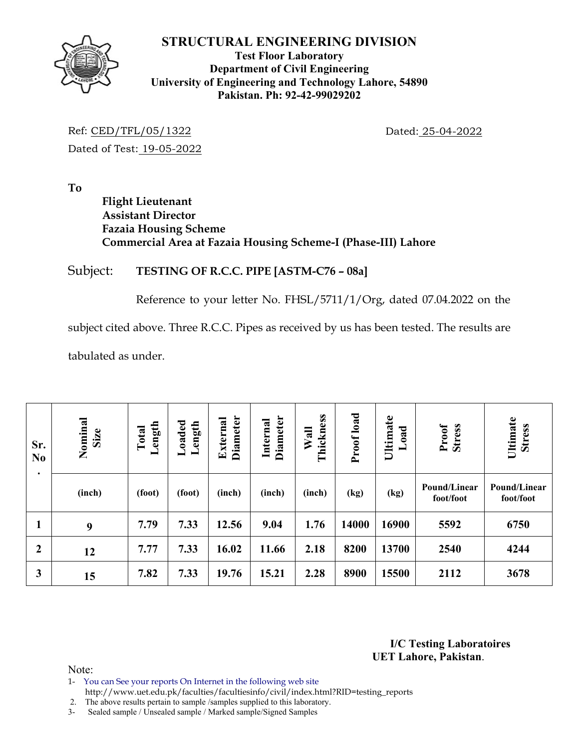# STRUCTURAL ENGINEERING DIVISION

**Test Floor Laboratory**
**Department of Civil Engineering**
**University of Engineering and Technology Lahore, 54890**
**Pakistan. Ph: 92-42-99029202**

Ref: CED/TFL/05/1322 Dated: 25-04-2022

Dated of Test: 19-05-2022

**To**

**Flight Lieutenant**
**Assistant Director**
**Fazaia Housing Scheme**
**Commercial Area at Fazaia Housing Scheme-I (Phase-III) Lahore**

Subject: **TESTING OF R.C.C. PIPE [ASTM-C76 – 08a]**

Reference to your letter No. FHSL/5711/1/Org, dated 07.04.2022 on the subject cited above. Three R.C.C. Pipes as received by us has been tested. The results are tabulated as under.

| Sr. No. | Nominal Size | Total Length | Loaded Length | External Diameter | Internal Diameter | Wall Thickness | Proof load | Ultimate Load | Proof Stress | Ultimate Stress |
|---|---|---|---|---|---|---|---|---|---|---|
| | (inch) | (foot) | (foot) | (inch) | (inch) | (inch) | (kg) | (kg) | Pound/Linear foot/foot | Pound/Linear foot/foot |
| **1** | **9** | **7.79** | **7.33** | **12.56** | **9.04** | **1.76** | **14000** | **16900** | **5592** | **6750** |
| **2** | **12** | **7.77** | **7.33** | **16.02** | **11.66** | **2.18** | **8200** | **13700** | **2540** | **4244** |
| **3** | **15** | **7.82** | **7.33** | **19.76** | **15.21** | **2.28** | **8900** | **15500** | **2112** | **3678** |

**I/C Testing Laboratoires**
**UET Lahore, Pakistan**.

Note:

1- You can See your reports On Internet in the following web site http://www.uet.edu.pk/faculties/facultiesinfo/civil/index.html?RID=testing_reports

2. The above results pertain to sample /samples supplied to this laboratory.

3- Sealed sample / Unsealed sample / Marked sample/Signed Samples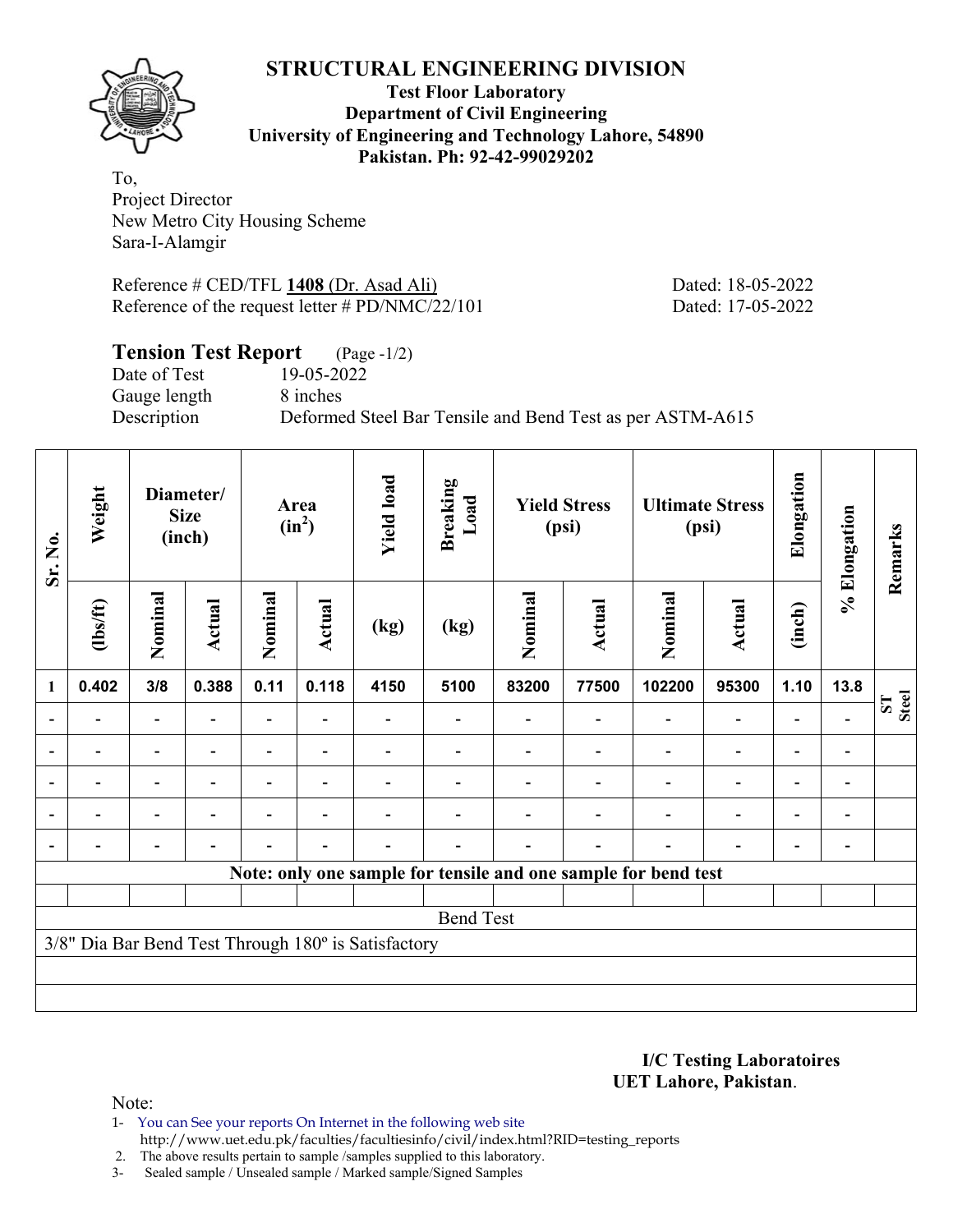# STRUCTURAL ENGINEERING DIVISION

**Test Floor Laboratory**
**Department of Civil Engineering**
**University of Engineering and Technology Lahore, 54890**
**Pakistan. Ph: 92-42-99029202**

To,
Project Director
New Metro City Housing Scheme
Sara-I-Alamgir

Reference # CED/TFL **1408** (Dr. Asad Ali) Dated: 18-05-2022
Reference of the request letter # PD/NMC/22/101 Dated: 17-05-2022

## Tension Test Report (Page -1/2)

Date of Test 19-05-2022
Gauge length 8 inches
Description Deformed Steel Bar Tensile and Bend Test as per ASTM-A615

| Sr. No. | Weight | Diameter/ Size (inch) | | Area ($in^2$) | | Yield load | Breaking Load | Yield Stress (psi) | | Ultimate Stress (psi) | | Elongation | % Elongation | Remarks |
|---|---|---|---|---|---|---|---|---|---|---|---|---|---|---|
| | (lbs/ft) | Nominal | Actual | Nominal | Actual | (kg) | (kg) | Nominal | Actual | Nominal | Actual | (inch) | | |
| 1 | 0.402 | 3/8 | 0.388 | 0.11 | 0.118 | 4150 | 5100 | 83200 | 77500 | 102200 | 95300 | 1.10 | 13.8 | ST Steel |
| - | - | - | - | - | - | - | - | - | - | - | - | - | - | |
| - | - | - | - | - | - | - | - | - | - | - | - | - | - | |
| - | - | - | - | - | - | - | - | - | - | - | - | - | - | |
| - | - | - | - | - | - | - | - | - | - | - | - | - | - | |
| - | - | - | - | - | - | - | - | - | - | - | - | - | - | |
| Note: only one sample for tensile and one sample for bend test | | | | | | | | | | | | | | |
| | | | | | | | | | | | | | | |
| Bend Test | | | | | | | | | | | | | | |
| 3/8" Dia Bar Bend Test Through 180º is Satisfactory | | | | | | | | | | | | | | |

**I/C Testing Laboratoires**
**UET Lahore, Pakistan**.

Note:
1- You can See your reports On Internet in the following web site
http://www.uet.edu.pk/faculties/facultiesinfo/civil/index.html?RID=testing_reports
2. The above results pertain to sample /samples supplied to this laboratory.
3- Sealed sample / Unsealed sample / Marked sample/Signed Samples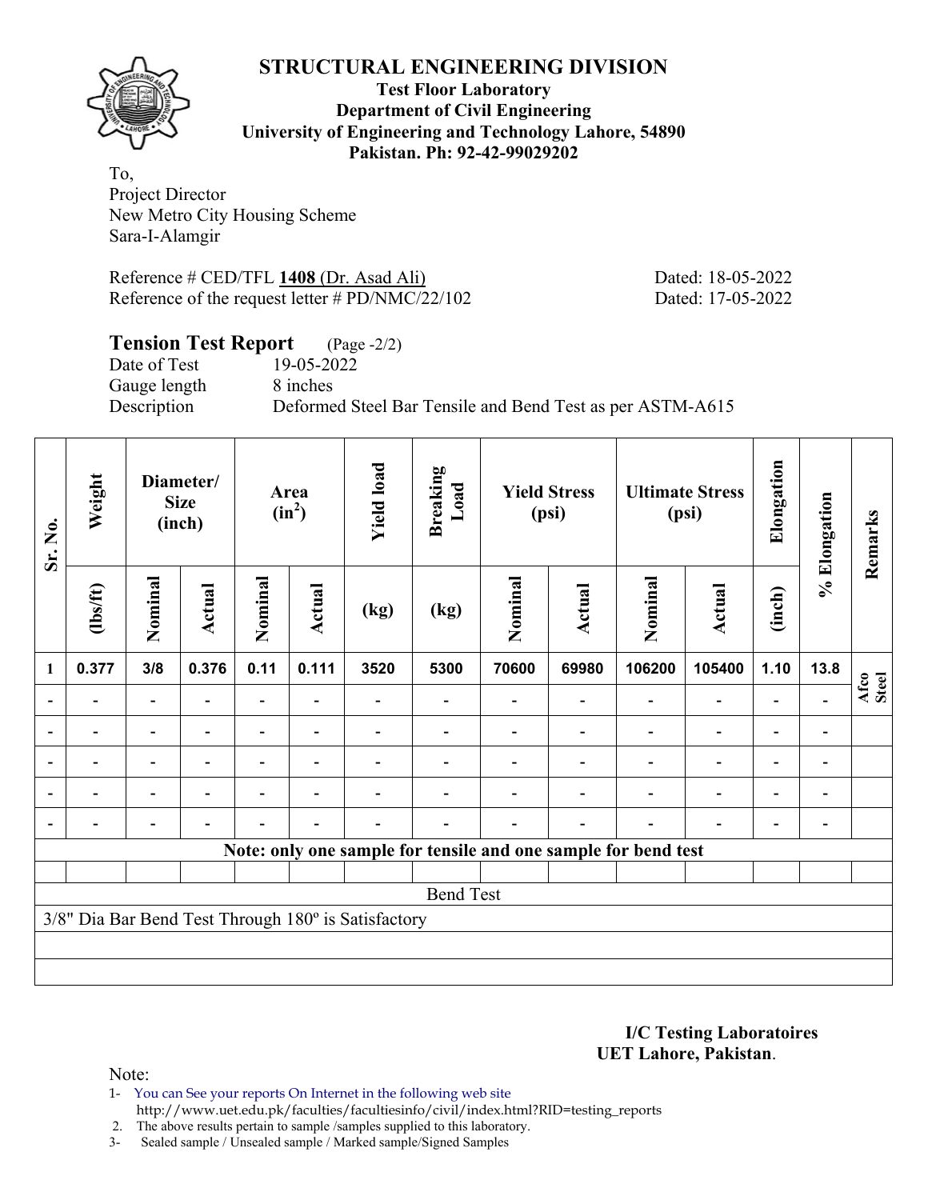# STRUCTURAL ENGINEERING DIVISION

**Test Floor Laboratory**
**Department of Civil Engineering**
**University of Engineering and Technology Lahore, 54890**
**Pakistan. Ph: 92-42-99029202**

To,
Project Director
New Metro City Housing Scheme
Sara-I-Alamgir

Reference # CED/TFL **1408** (Dr. Asad Ali) Dated: 18-05-2022
Reference of the request letter # PD/NMC/22/102 Dated: 17-05-2022

## Tension Test Report (Page -2/2)

Date of Test 19-05-2022
Gauge length 8 inches
Description Deformed Steel Bar Tensile and Bend Test as per ASTM-A615

| Sr. No. | Weight | Diameter/ Size (inch) | | Area ($in^2$) | | Yield load | Breaking Load | Yield Stress (psi) | | Ultimate Stress (psi) | | Elongation | % Elongation | Remarks |
|---|---|---|---|---|---|---|---|---|---|---|---|---|---|---|
| | (lbs/ft) | Nominal | Actual | Nominal | Actual | (kg) | (kg) | Nominal | Actual | Nominal | Actual | (inch) | | |
| 1 | 0.377 | 3/8 | 0.376 | 0.11 | 0.111 | 3520 | 5300 | 70600 | 69980 | 106200 | 105400 | 1.10 | 13.8 | Afco Steel |
| - | - | - | - | - | - | - | - | - | - | - | - | - | - | |
| - | - | - | - | - | - | - | - | - | - | - | - | - | - | |
| - | - | - | - | - | - | - | - | - | - | - | - | - | - | |
| - | - | - | - | - | - | - | - | - | - | - | - | - | - | |
| - | - | - | - | - | - | - | - | - | - | - | - | - | - | |
| **Note: only one sample for tensile and one sample for bend test** | | | | | | | | | | | | | | |
| Bend Test | | | | | | | | | | | | | | |
| 3/8" Dia Bar Bend Test Through 180º is Satisfactory | | | | | | | | | | | | | | |

**I/C Testing Laboratoires**
**UET Lahore, Pakistan**.

Note:
1- You can See your reports On Internet in the following web site
http://www.uet.edu.pk/faculties/facultiesinfo/civil/index.html?RID=testing_reports
2. The above results pertain to sample /samples supplied to this laboratory.
3- Sealed sample / Unsealed sample / Marked sample/Signed Samples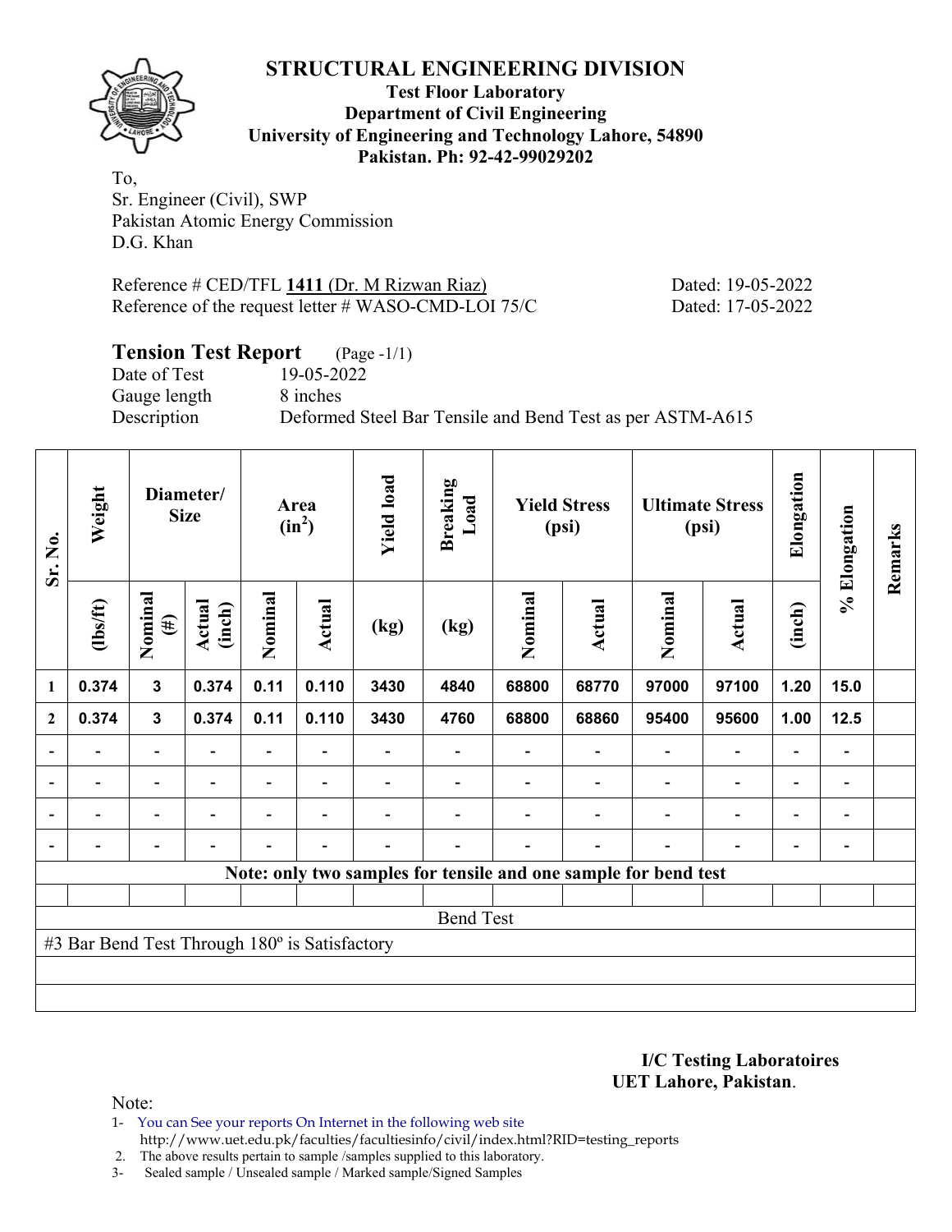# STRUCTURAL ENGINEERING DIVISION

**Test Floor Laboratory**
**Department of Civil Engineering**
**University of Engineering and Technology Lahore, 54890**
**Pakistan. Ph: 92-42-99029202**

To,
Sr. Engineer (Civil), SWP
Pakistan Atomic Energy Commission
D.G. Khan

Reference # CED/TFL **1411** (Dr. M Rizwan Riaz) Dated: 19-05-2022
Reference of the request letter # WASO-CMD-LOI 75/C Dated: 17-05-2022

**Tension Test Report** (Page -1/1)
Date of Test 19-05-2022
Gauge length 8 inches
Description Deformed Steel Bar Tensile and Bend Test as per ASTM-A615

| Sr. No. | Weight | Diameter/ Size | | Area ($in^2$) | | Yield load | Breaking Load | Yield Stress (psi) | | Ultimate Stress (psi) | | Elongation | % Elongation | Remarks |
|---|---|---|---|---|---|---|---|---|---|---|---|---|---|---|
| | (lbs/ft) | Nominal (#) | Actual (inch) | Nominal | Actual | (kg) | (kg) | Nominal | Actual | Nominal | Actual | (inch) | | |
| 1 | 0.374 | 3 | 0.374 | 0.11 | 0.110 | 3430 | 4840 | 68800 | 68770 | 97000 | 97100 | 1.20 | 15.0 | |
| 2 | 0.374 | 3 | 0.374 | 0.11 | 0.110 | 3430 | 4760 | 68800 | 68860 | 95400 | 95600 | 1.00 | 12.5 | |
| - | - | - | - | - | - | - | - | - | - | - | - | - | - | |
| - | - | - | - | - | - | - | - | - | - | - | - | - | - | |
| - | - | - | - | - | - | - | - | - | - | - | - | - | - | |
| - | - | - | - | - | - | - | - | - | - | - | - | - | - | |

**Note: only two samples for tensile and one sample for bend test**

Bend Test

#3 Bar Bend Test Through 180º is Satisfactory

**I/C Testing Laboratoires**
**UET Lahore, Pakistan**.

Note:
1- You can See your reports On Internet in the following web site
http://www.uet.edu.pk/faculties/facultiesinfo/civil/index.html?RID=testing_reports
2. The above results pertain to sample /samples supplied to this laboratory.
3- Sealed sample / Unsealed sample / Marked sample/Signed Samples